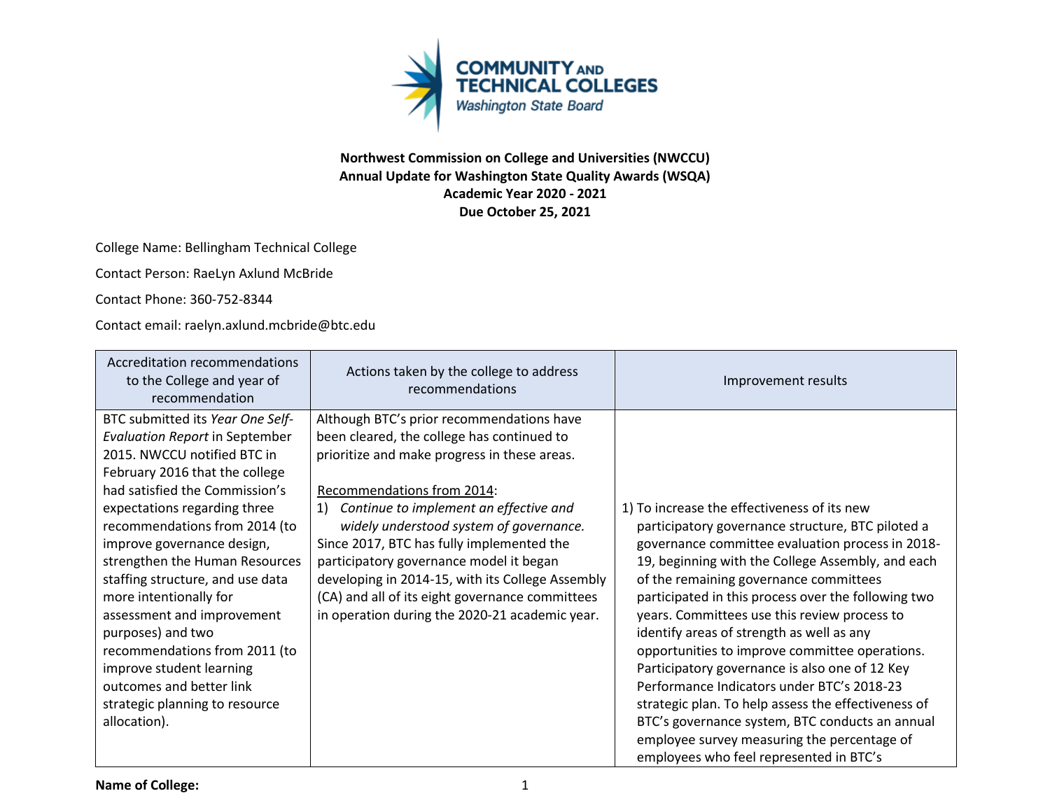**Northwest Commission on College and Universities (NWCCU)**
**Annual Update for Washington State Quality Awards (WSQA)**
**Academic Year 2020 - 2021**
**Due October 25, 2021**

College Name: Bellingham Technical College

Contact Person: RaeLyn Axlund McBride

Contact Phone: 360-752-8344

Contact email: raelyn.axlund.mcbride@btc.edu

| Accreditation recommendations to the College and year of recommendation | Actions taken by the college to address recommendations | Improvement results |
|---|---|---|
| BTC submitted its *Year One Self-Evaluation Report* in September 2015. NWCCU notified BTC in February 2016 that the college had satisfied the Commission's expectations regarding three recommendations from 2014 (to improve governance design, strengthen the Human Resources staffing structure, and use data more intentionally for assessment and improvement purposes) and two recommendations from 2011 (to improve student learning outcomes and better link strategic planning to resource allocation). | Although BTC's prior recommendations have been cleared, the college has continued to prioritize and make progress in these areas.<br><br>Recommendations from 2014:<br>1) *Continue to implement an effective and widely understood system of governance.* Since 2017, BTC has fully implemented the participatory governance model it began developing in 2014-15, with its College Assembly (CA) and all of its eight governance committees in operation during the 2020-21 academic year. | 1) To increase the effectiveness of its new participatory governance structure, BTC piloted a governance committee evaluation process in 2018-19, beginning with the College Assembly, and each of the remaining governance committees participated in this process over the following two years. Committees use this review process to identify areas of strength as well as any opportunities to improve committee operations. Participatory governance is also one of 12 Key Performance Indicators under BTC's 2018-23 strategic plan. To help assess the effectiveness of BTC's governance system, BTC conducts an annual employee survey measuring the percentage of employees who feel represented in BTC's |

**Name of College:**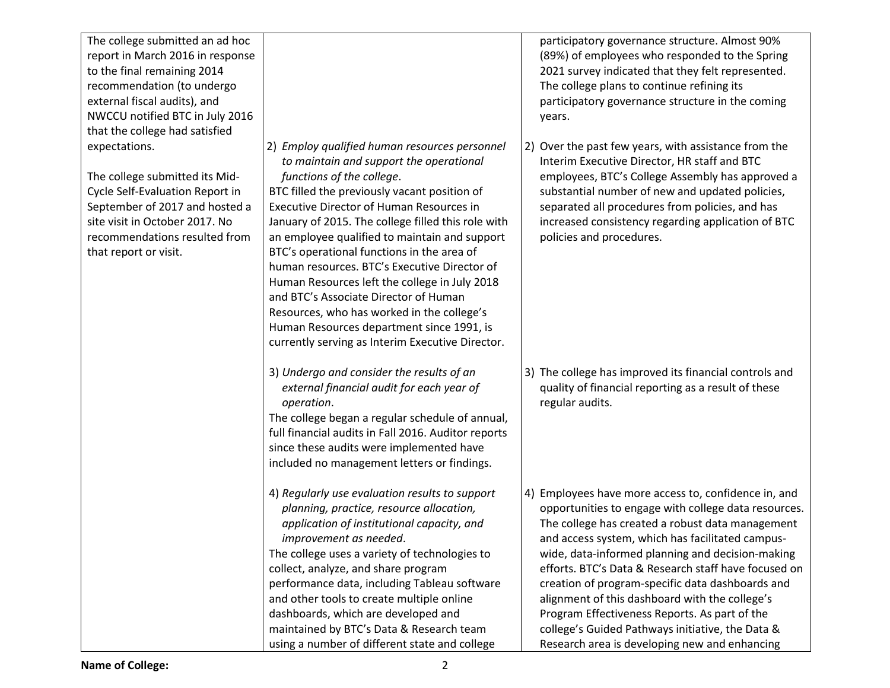| | | |
|---|---|---|
| The college submitted an ad hoc report in March 2016 in response to the final remaining 2014 recommendation (to undergo external fiscal audits), and NWCCU notified BTC in July 2016 that the college had satisfied expectations.<br><br>The college submitted its Mid-Cycle Self-Evaluation Report in September of 2017 and hosted a site visit in October 2017. No recommendations resulted from that report or visit. | | participatory governance structure. Almost 90% (89%) of employees who responded to the Spring 2021 survey indicated that they felt represented. The college plans to continue refining its participatory governance structure in the coming years. |
| | 2) *Employ qualified human resources personnel to maintain and support the operational functions of the college*.<br>BTC filled the previously vacant position of Executive Director of Human Resources in January of 2015. The college filled this role with an employee qualified to maintain and support BTC's operational functions in the area of human resources. BTC's Executive Director of Human Resources left the college in July 2018 and BTC's Associate Director of Human Resources, who has worked in the college's Human Resources department since 1991, is currently serving as Interim Executive Director. | 2) Over the past few years, with assistance from the Interim Executive Director, HR staff and BTC employees, BTC's College Assembly has approved a substantial number of new and updated policies, separated all procedures from policies, and has increased consistency regarding application of BTC policies and procedures. |
| | 3) *Undergo and consider the results of an external financial audit for each year of operation*.<br>The college began a regular schedule of annual, full financial audits in Fall 2016. Auditor reports since these audits were implemented have included no management letters or findings. | 3) The college has improved its financial controls and quality of financial reporting as a result of these regular audits. |
| | 4) *Regularly use evaluation results to support planning, practice, resource allocation, application of institutional capacity, and improvement as needed*.<br>The college uses a variety of technologies to collect, analyze, and share program performance data, including Tableau software and other tools to create multiple online dashboards, which are developed and maintained by BTC's Data & Research team using a number of different state and college | 4) Employees have more access to, confidence in, and opportunities to engage with college data resources. The college has created a robust data management and access system, which has facilitated campus-wide, data-informed planning and decision-making efforts. BTC's Data & Research staff have focused on creation of program-specific data dashboards and alignment of this dashboard with the college's Program Effectiveness Reports. As part of the college's Guided Pathways initiative, the Data & Research area is developing new and enhancing |

**Name of College:**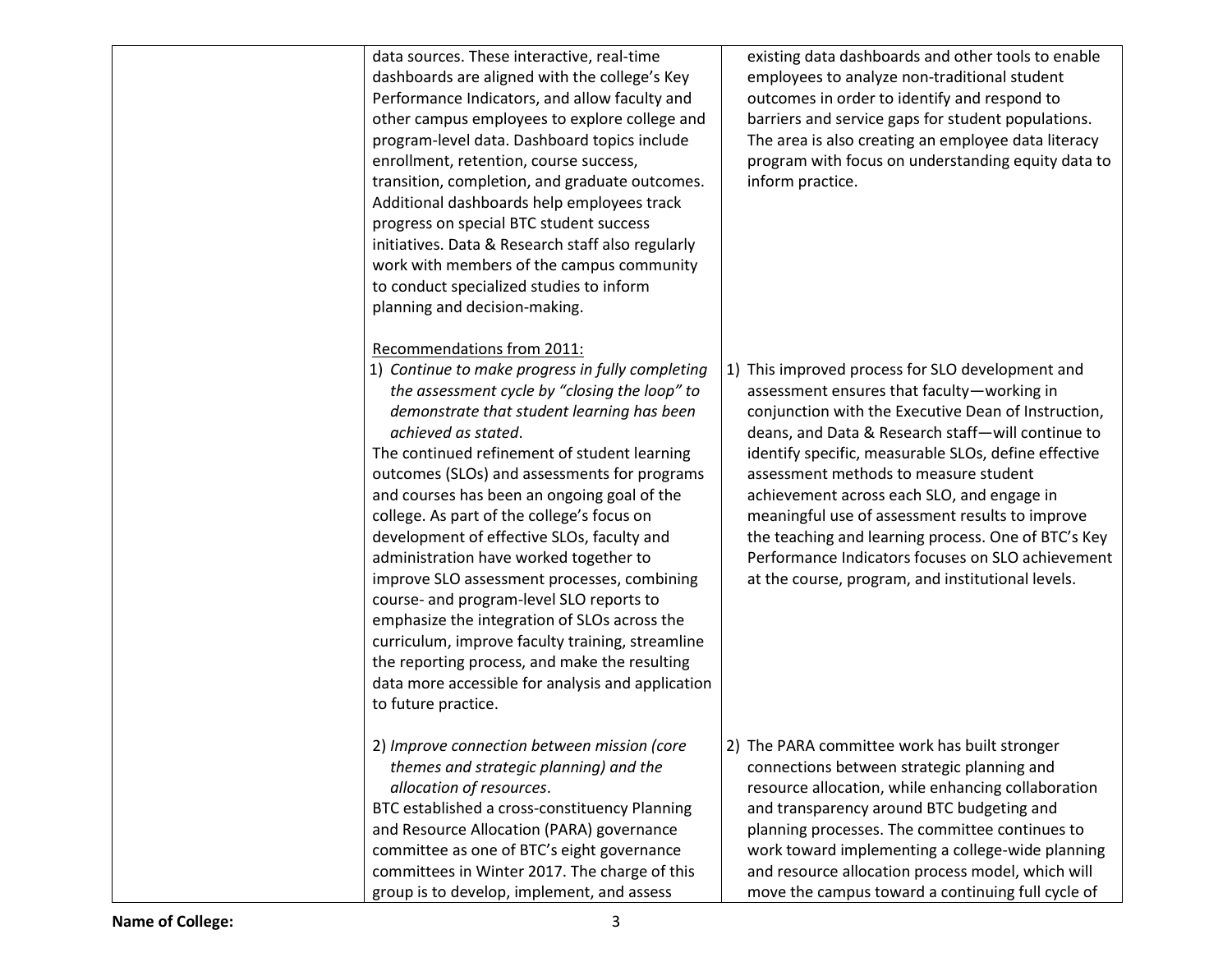| | | |
|---|---|---|
| | data sources. These interactive, real-time dashboards are aligned with the college's Key Performance Indicators, and allow faculty and other campus employees to explore college and program-level data. Dashboard topics include enrollment, retention, course success, transition, completion, and graduate outcomes. Additional dashboards help employees track progress on special BTC student success initiatives. Data & Research staff also regularly work with members of the campus community to conduct specialized studies to inform planning and decision-making.<br><br><u>Recommendations from 2011:</u><br>1) *Continue to make progress in fully completing the assessment cycle by "closing the loop" to demonstrate that student learning has been achieved as stated*.<br>The continued refinement of student learning outcomes (SLOs) and assessments for programs and courses has been an ongoing goal of the college. As part of the college's focus on development of effective SLOs, faculty and administration have worked together to improve SLO assessment processes, combining course- and program-level SLO reports to emphasize the integration of SLOs across the curriculum, improve faculty training, streamline the reporting process, and make the resulting data more accessible for analysis and application to future practice.<br><br>2) *Improve connection between mission (core themes and strategic planning) and the allocation of resources*.<br>BTC established a cross-constituency Planning and Resource Allocation (PARA) governance committee as one of BTC's eight governance committees in Winter 2017. The charge of this group is to develop, implement, and assess | existing data dashboards and other tools to enable employees to analyze non-traditional student outcomes in order to identify and respond to barriers and service gaps for student populations. The area is also creating an employee data literacy program with focus on understanding equity data to inform practice.<br><br>1) This improved process for SLO development and assessment ensures that faculty—working in conjunction with the Executive Dean of Instruction, deans, and Data & Research staff—will continue to identify specific, measurable SLOs, define effective assessment methods to measure student achievement across each SLO, and engage in meaningful use of assessment results to improve the teaching and learning process. One of BTC's Key Performance Indicators focuses on SLO achievement at the course, program, and institutional levels.<br><br>2) The PARA committee work has built stronger connections between strategic planning and resource allocation, while enhancing collaboration and transparency around BTC budgeting and planning processes. The committee continues to work toward implementing a college-wide planning and resource allocation process model, which will move the campus toward a continuing full cycle of |

**Name of College:**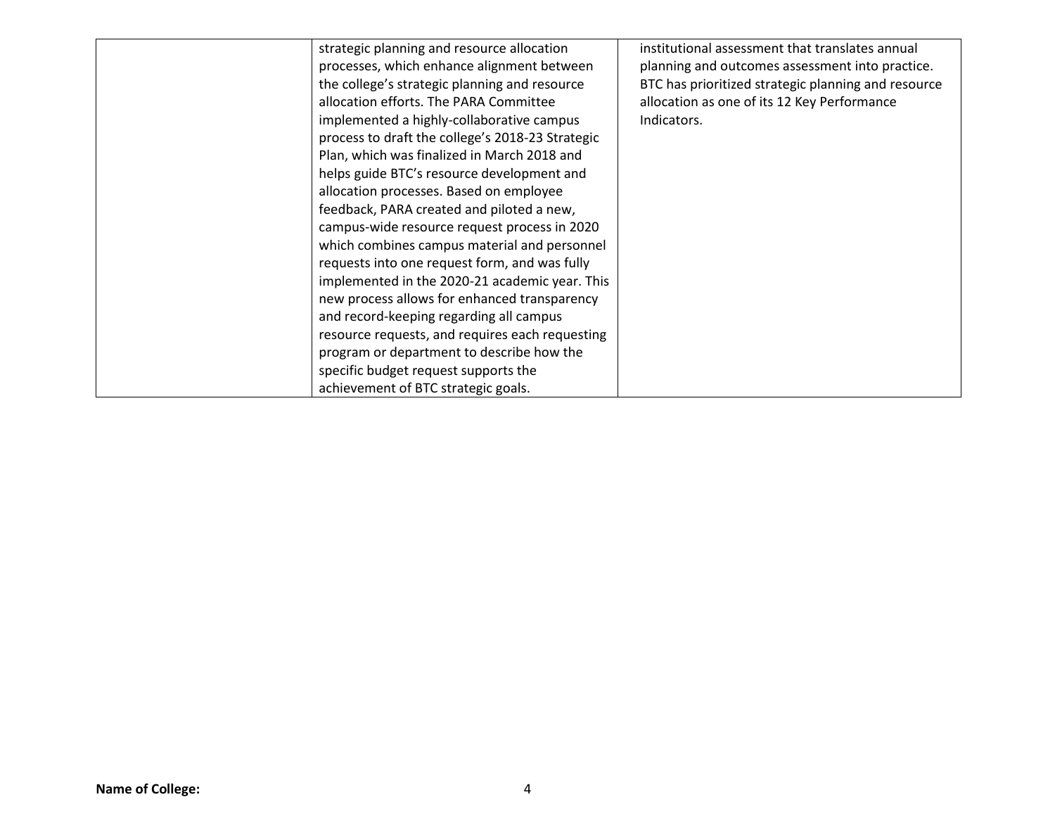| | | |
|---|---|---|
| | strategic planning and resource allocation processes, which enhance alignment between the college's strategic planning and resource allocation efforts. The PARA Committee implemented a highly-collaborative campus process to draft the college's 2018-23 Strategic Plan, which was finalized in March 2018 and helps guide BTC's resource development and allocation processes. Based on employee feedback, PARA created and piloted a new, campus-wide resource request process in 2020 which combines campus material and personnel requests into one request form, and was fully implemented in the 2020-21 academic year. This new process allows for enhanced transparency and record-keeping regarding all campus resource requests, and requires each requesting program or department to describe how the specific budget request supports the achievement of BTC strategic goals. | institutional assessment that translates annual planning and outcomes assessment into practice. BTC has prioritized strategic planning and resource allocation as one of its 12 Key Performance Indicators. |

**Name of College:**